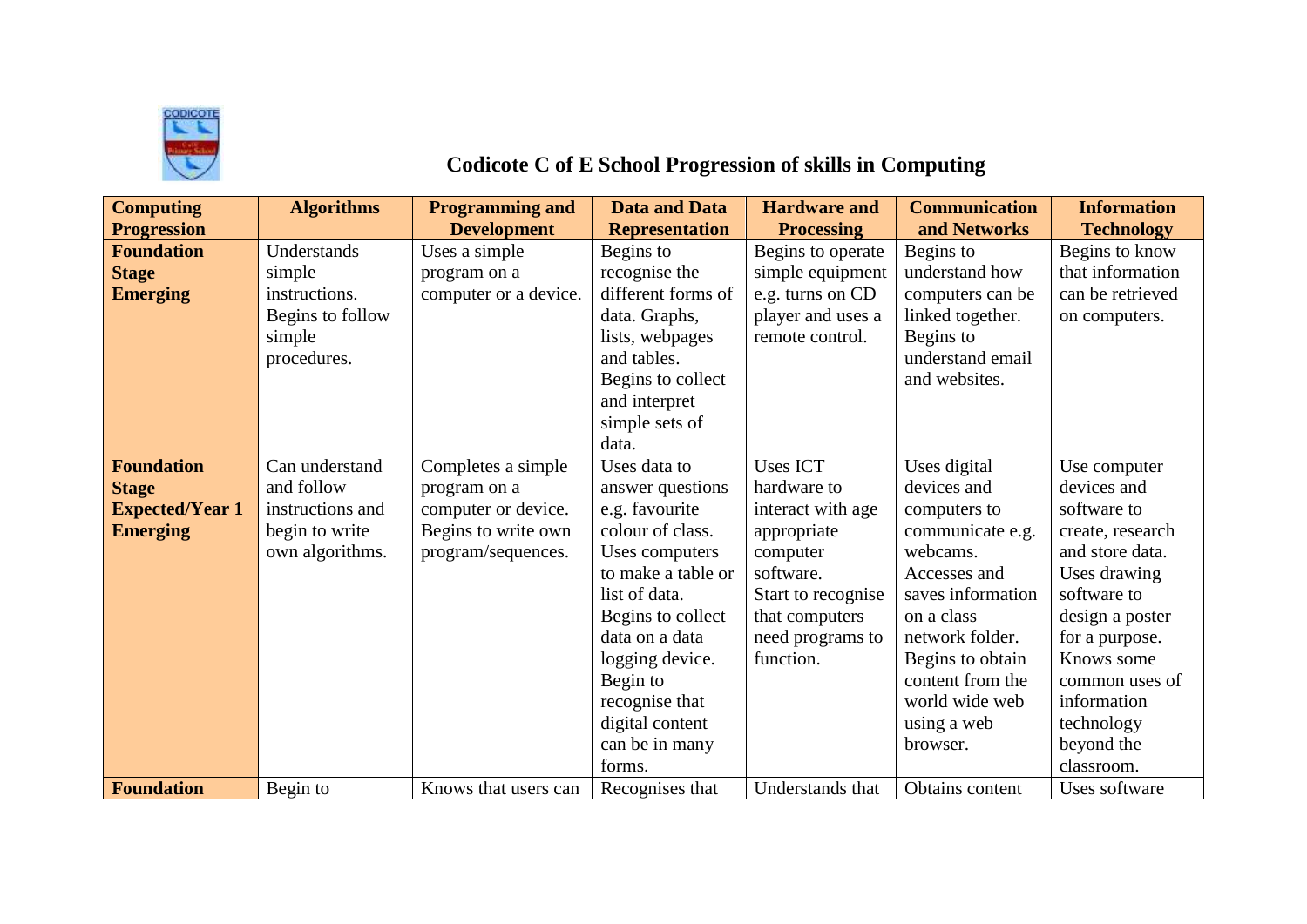# Codicote C of E School Progression of skills in Computing

| Computing Progression | Algorithms | Programming and Development | Data and Data Representation | Hardware and Processing | Communication and Networks | Information Technology |
|---|---|---|---|---|---|---|
| **Foundation Stage Emerging** | Understands simple instructions. Begins to follow simple procedures. | Uses a simple program on a computer or a device. | Begins to recognise the different forms of data. Graphs, lists, webpages and tables. Begins to collect and interpret simple sets of data. | Begins to operate simple equipment e.g. turns on CD player and uses a remote control. | Begins to understand how computers can be linked together. Begins to understand email and websites. | Begins to know that information can be retrieved on computers. |
| **Foundation Stage Expected/Year 1 Emerging** | Can understand and follow instructions and begin to write own algorithms. | Completes a simple program on a computer or device. Begins to write own program/sequences. | Uses data to answer questions e.g. favourite colour of class. Uses computers to make a table or list of data. Begins to collect data on a data logging device. Begin to recognise that digital content can be in many forms. | Uses ICT hardware to interact with age appropriate computer software. Start to recognise that computers need programs to function. | Uses digital devices and computers to communicate e.g. webcams. Accesses and saves information on a class network folder. Begins to obtain content from the world wide web using a web browser. | Use computer devices and software to create, research and store data. Uses drawing software to design a poster for a purpose. Knows some common uses of information technology beyond the classroom. |
| **Foundation** | Begin to | Knows that users can | Recognises that | Understands that | Obtains content | Uses software |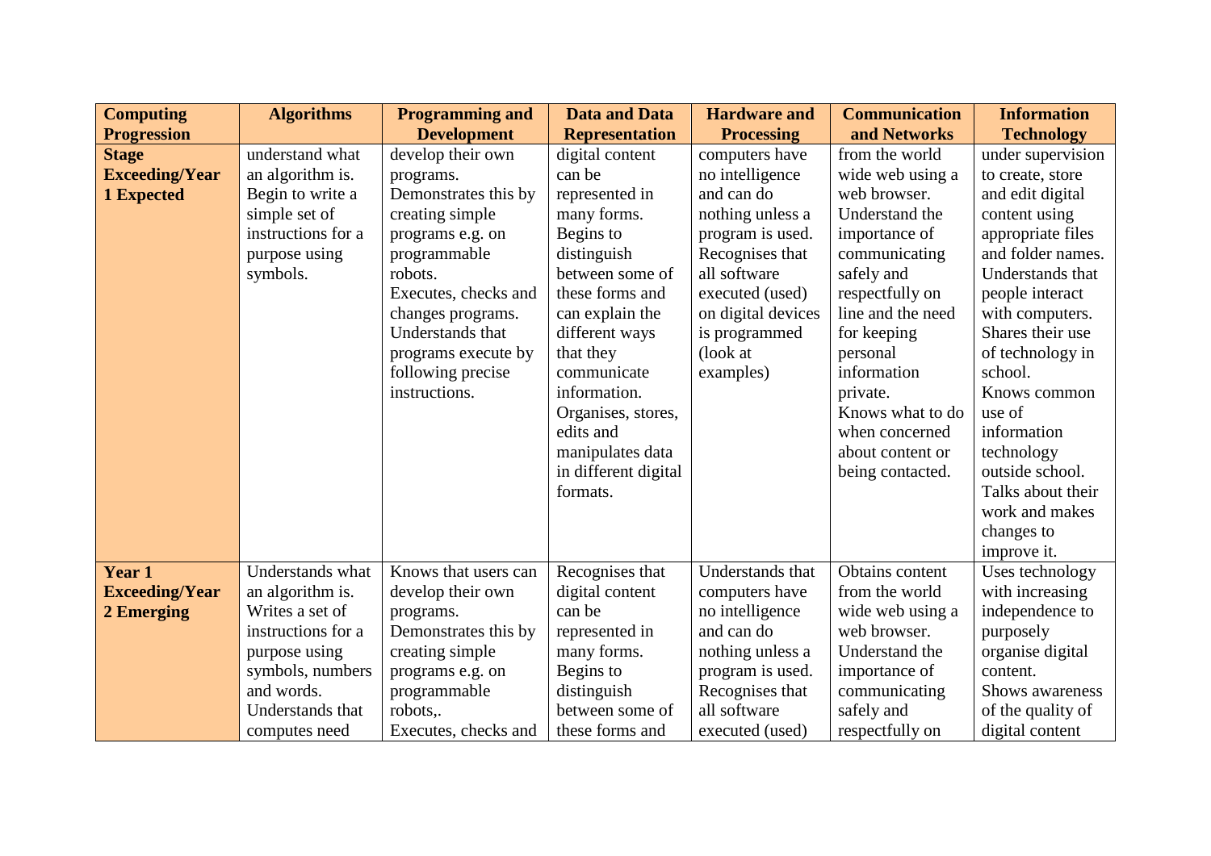| Computing Progression | Algorithms | Programming and Development | Data and Data Representation | Hardware and Processing | Communication and Networks | Information Technology |
|---|---|---|---|---|---|---|
| **Stage Exceeding/Year 1 Expected** | understand what an algorithm is. Begin to write a simple set of instructions for a purpose using symbols. | develop their own programs. Demonstrates this by creating simple programs e.g. on programmable robots. Executes, checks and changes programs. Understands that programs execute by following precise instructions. | digital content can be represented in many forms. Begins to distinguish between some of these forms and can explain the different ways that they communicate information. Organises, stores, edits and manipulates data in different digital formats. | computers have no intelligence and can do nothing unless a program is used. Recognises that all software executed (used) on digital devices is programmed (look at examples) | from the world wide web using a web browser. Understand the importance of communicating safely and respectfully on line and the need for keeping personal information private. Knows what to do when concerned about content or being contacted. | under supervision to create, store and edit digital content using appropriate files and folder names. Understands that people interact with computers. Shares their use of technology in school. Knows common use of information technology outside school. Talks about their work and makes changes to improve it. |
| **Year 1 Exceeding/Year 2 Emerging** | Understands what an algorithm is. Writes a set of instructions for a purpose using symbols, numbers and words. Understands that computes need | Knows that users can develop their own programs. Demonstrates this by creating simple programs e.g. on programmable robots,. Executes, checks and | Recognises that digital content can be represented in many forms. Begins to distinguish between some of these forms and | Understands that computers have no intelligence and can do nothing unless a program is used. Recognises that all software executed (used) | Obtains content from the world wide web using a web browser. Understand the importance of communicating safely and respectfully on | Uses technology with increasing independence to purposely organise digital content. Shows awareness of the quality of digital content |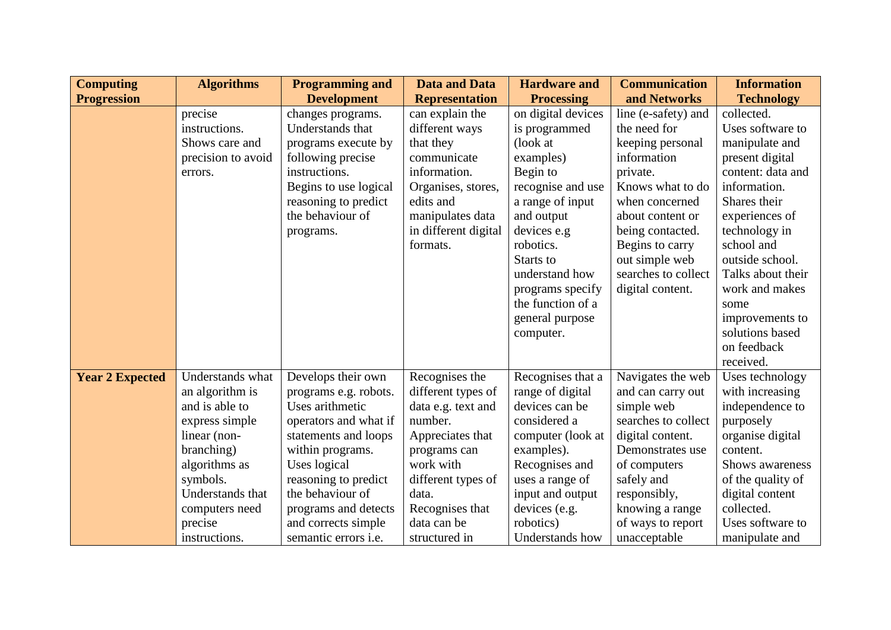| Computing Progression | Algorithms | Programming and Development | Data and Data Representation | Hardware and Processing | Communication and Networks | Information Technology |
|---|---|---|---|---|---|---|
| | precise instructions. Shows care and precision to avoid errors. | changes programs. Understands that programs execute by following precise instructions. Begins to use logical reasoning to predict the behaviour of programs. | can explain the different ways that they communicate information. Organises, stores, edits and manipulates data in different digital formats. | on digital devices is programmed (look at examples) Begin to recognise and use a range of input and output devices e.g robotics. Starts to understand how programs specify the function of a general purpose computer. | line (e-safety) and the need for keeping personal information private. Knows what to do when concerned about content or being contacted. Begins to carry out simple web searches to collect digital content. | collected. Uses software to manipulate and present digital content: data and information. Shares their experiences of technology in school and outside school. Talks about their work and makes some improvements to solutions based on feedback received. |
| **Year 2 Expected** | Understands what an algorithm is and is able to express simple linear (non-branching) algorithms as symbols. Understands that computers need precise instructions. | Develops their own programs e.g. robots. Uses arithmetic operators and what if statements and loops within programs. Uses logical reasoning to predict the behaviour of programs and detects and corrects simple semantic errors i.e. | Recognises the different types of data e.g. text and number. Appreciates that programs can work with different types of data. Recognises that data can be structured in | Recognises that a range of digital devices can be considered a computer (look at examples). Recognises and uses a range of input and output devices (e.g. robotics) Understands how | Navigates the web and can carry out simple web searches to collect digital content. Demonstrates use of computers safely and responsibly, knowing a range of ways to report unacceptable | Uses technology with increasing independence to purposely organise digital content. Shows awareness of the quality of digital content collected. Uses software to manipulate and |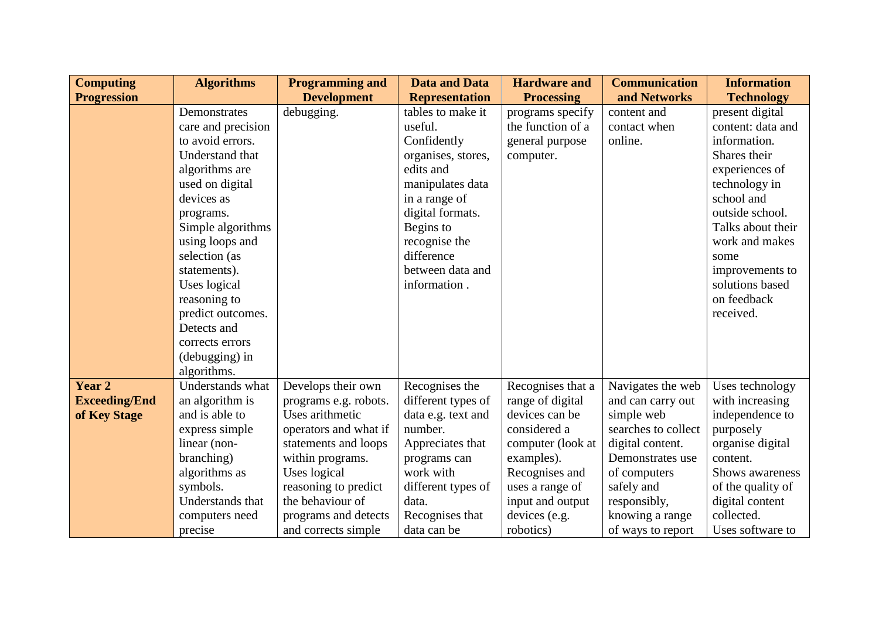| Computing Progression | Algorithms | Programming and Development | Data and Data Representation | Hardware and Processing | Communication and Networks | Information Technology |
|---|---|---|---|---|---|---|
| | Demonstrates care and precision to avoid errors. Understand that algorithms are used on digital devices as programs. Simple algorithms using loops and selection (as statements). Uses logical reasoning to predict outcomes. Detects and corrects errors (debugging) in algorithms. | debugging. | tables to make it useful. Confidently organises, stores, edits and manipulates data in a range of digital formats. Begins to recognise the difference between data and information . | programs specify the function of a general purpose computer. | content and contact when online. | present digital content: data and information. Shares their experiences of technology in school and outside school. Talks about their work and makes some improvements to solutions based on feedback received. |
| **Year 2 Exceeding/End of Key Stage** | Understands what an algorithm is and is able to express simple linear (non-branching) algorithms as symbols. Understands that computers need precise | Develops their own programs e.g. robots. Uses arithmetic operators and what if statements and loops within programs. Uses logical reasoning to predict the behaviour of programs and detects and corrects simple | Recognises the different types of data e.g. text and number. Appreciates that programs can work with different types of data. Recognises that data can be | Recognises that a range of digital devices can be considered a computer (look at examples). Recognises and uses a range of input and output devices (e.g. robotics) | Navigates the web and can carry out simple web searches to collect digital content. Demonstrates use of computers safely and responsibly, knowing a range of ways to report | Uses technology with increasing independence to purposely organise digital content. Shows awareness of the quality of digital content collected. Uses software to |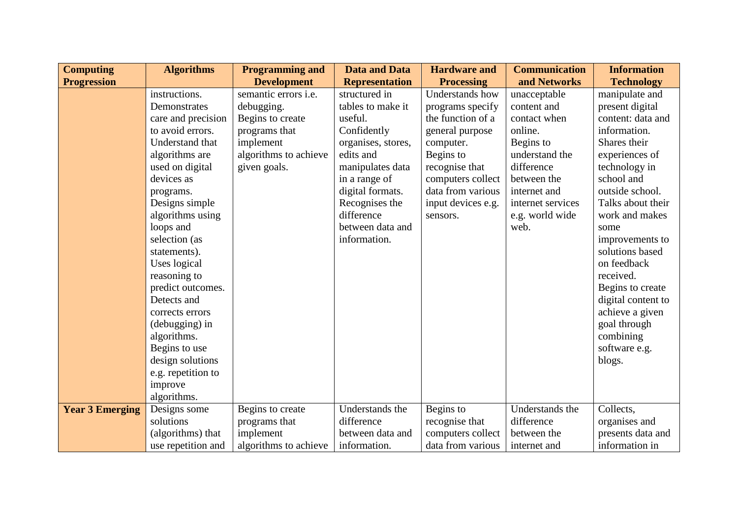| Computing Progression | Algorithms | Programming and Development | Data and Data Representation | Hardware and Processing | Communication and Networks | Information Technology |
|---|---|---|---|---|---|---|
| | instructions. Demonstrates care and precision to avoid errors. Understand that algorithms are used on digital devices as programs. Designs simple algorithms using loops and selection (as statements). Uses logical reasoning to predict outcomes. Detects and corrects errors (debugging) in algorithms. Begins to use design solutions e.g. repetition to improve algorithms. | semantic errors i.e. debugging. Begins to create programs that implement algorithms to achieve given goals. | structured in tables to make it useful. Confidently organises, stores, edits and manipulates data in a range of digital formats. Recognises the difference between data and information. | Understands how programs specify the function of a general purpose computer. Begins to recognise that computers collect data from various input devices e.g. sensors. | unacceptable content and contact when online. Begins to understand the difference between the internet and internet services e.g. world wide web. | manipulate and present digital content: data and information. Shares their experiences of technology in school and outside school. Talks about their work and makes some improvements to solutions based on feedback received. Begins to create digital content to achieve a given goal through combining software e.g. blogs. |
| **Year 3 Emerging** | Designs some solutions (algorithms) that use repetition and | Begins to create programs that implement algorithms to achieve | Understands the difference between data and information. | Begins to recognise that computers collect data from various | Understands the difference between the internet and | Collects, organises and presents data and information in |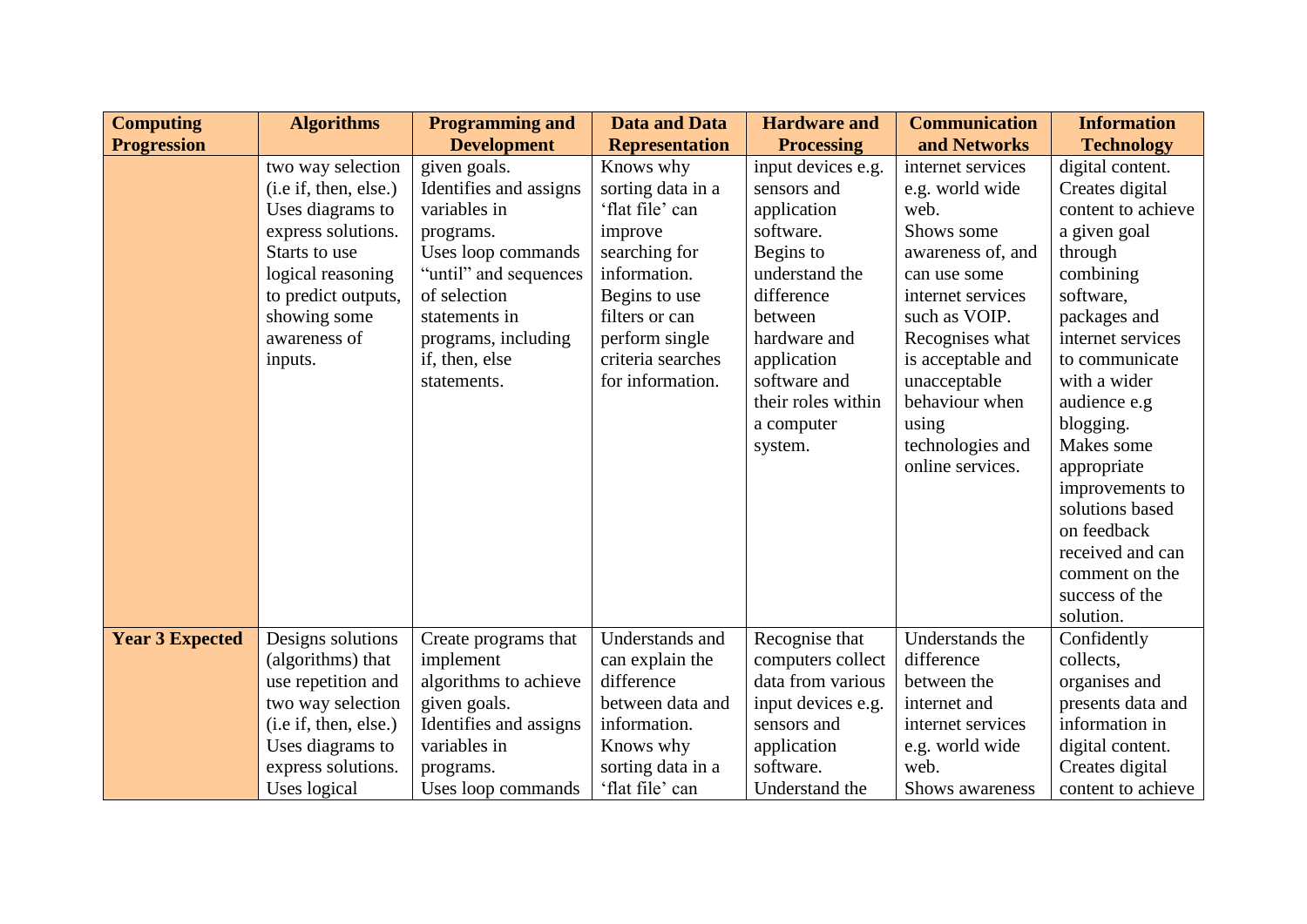| Computing Progression | Algorithms | Programming and Development | Data and Data Representation | Hardware and Processing | Communication and Networks | Information Technology |
| --- | --- | --- | --- | --- | --- | --- |
| | two way selection (i.e if, then, else.) Uses diagrams to express solutions. Starts to use logical reasoning to predict outputs, showing some awareness of inputs. | given goals. Identifies and assigns variables in programs. Uses loop commands "until" and sequences of selection statements in programs, including if, then, else statements. | Knows why sorting data in a 'flat file' can improve searching for information. Begins to use filters or can perform single criteria searches for information. | input devices e.g. sensors and application software. Begins to understand the difference between hardware and application software and their roles within a computer system. | internet services e.g. world wide web. Shows some awareness of, and can use some internet services such as VOIP. Recognises what is acceptable and unacceptable behaviour when using technologies and online services. | digital content. Creates digital content to achieve a given goal through combining software, packages and internet services to communicate with a wider audience e.g blogging. Makes some appropriate improvements to solutions based on feedback received and can comment on the success of the solution. |
| **Year 3 Expected** | Designs solutions (algorithms) that use repetition and two way selection (i.e if, then, else.) Uses diagrams to express solutions. Uses logical | Create programs that implement algorithms to achieve given goals. Identifies and assigns variables in programs. Uses loop commands | Understands and can explain the difference between data and information. Knows why sorting data in a 'flat file' can | Recognise that computers collect data from various input devices e.g. sensors and application software. Understand the | Understands the difference between the internet and internet services e.g. world wide web. Shows awareness | Confidently collects, organises and presents data and information in digital content. Creates digital content to achieve |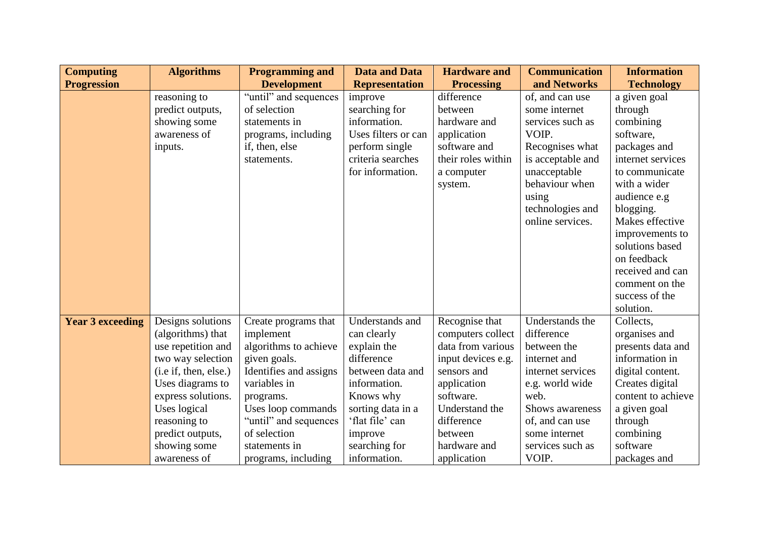| Computing Progression | Algorithms | Programming and Development | Data and Data Representation | Hardware and Processing | Communication and Networks | Information Technology |
|---|---|---|---|---|---|---|
| | reasoning to predict outputs, showing some awareness of inputs. | "until" and sequences of selection statements in programs, including if, then, else statements. | improve searching for information. Uses filters or can perform single criteria searches for information. | difference between hardware and application software and their roles within a computer system. | of, and can use some internet services such as VOIP. Recognises what is acceptable and unacceptable behaviour when using technologies and online services. | a given goal through combining software, packages and internet services to communicate with a wider audience e.g blogging. Makes effective improvements to solutions based on feedback received and can comment on the success of the solution. |
| **Year 3 exceeding** | Designs solutions (algorithms) that use repetition and two way selection (i.e if, then, else.) Uses diagrams to express solutions. Uses logical reasoning to predict outputs, showing some awareness of | Create programs that implement algorithms to achieve given goals. Identifies and assigns variables in programs. Uses loop commands "until" and sequences of selection statements in programs, including | Understands and can clearly explain the difference between data and information. Knows why sorting data in a 'flat file' can improve searching for information. | Recognise that computers collect data from various input devices e.g. sensors and application software. Understand the difference between hardware and application | Understands the difference between the internet and internet services e.g. world wide web. Shows awareness of, and can use some internet services such as VOIP. | Collects, organises and presents data and information in digital content. Creates digital content to achieve a given goal through combining software packages and |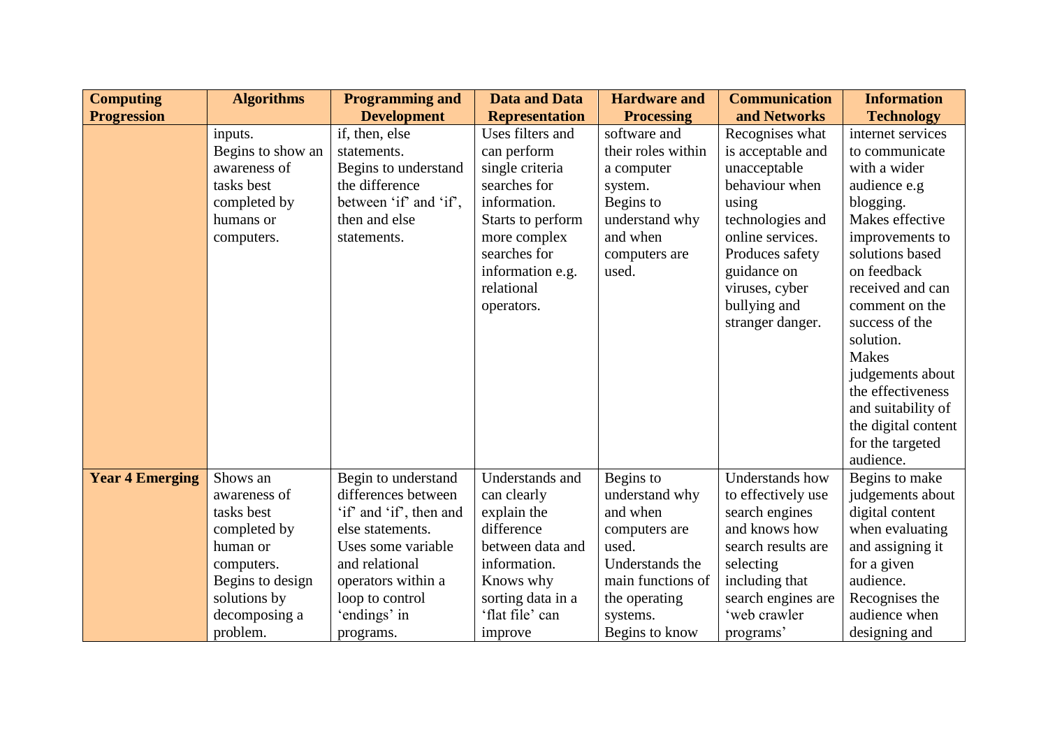| Computing Progression | Algorithms | Programming and Development | Data and Data Representation | Hardware and Processing | Communication and Networks | Information Technology |
|---|---|---|---|---|---|---|
| | inputs. Begins to show an awareness of tasks best completed by humans or computers. | if, then, else statements. Begins to understand the difference between 'if' and 'if', then and else statements. | Uses filters and can perform single criteria searches for information. Starts to perform more complex searches for information e.g. relational operators. | software and their roles within a computer system. Begins to understand why and when computers are used. | Recognises what is acceptable and unacceptable behaviour when using technologies and online services. Produces safety guidance on viruses, cyber bullying and stranger danger. | internet services to communicate with a wider audience e.g blogging. Makes effective improvements to solutions based on feedback received and can comment on the success of the solution. Makes judgements about the effectiveness and suitability of the digital content for the targeted audience. |
| **Year 4 Emerging** | Shows an awareness of tasks best completed by human or computers. Begins to design solutions by decomposing a problem. | Begin to understand differences between 'if' and 'if', then and else statements. Uses some variable and relational operators within a loop to control 'endings' in programs. | Understands and can clearly explain the difference between data and information. Knows why sorting data in a 'flat file' can improve | Begins to understand why and when computers are used. Understands the main functions of the operating systems. Begins to know | Understands how to effectively use search engines and knows how search results are selecting including that search engines are 'web crawler programs' | Begins to make judgements about digital content when evaluating and assigning it for a given audience. Recognises the audience when designing and |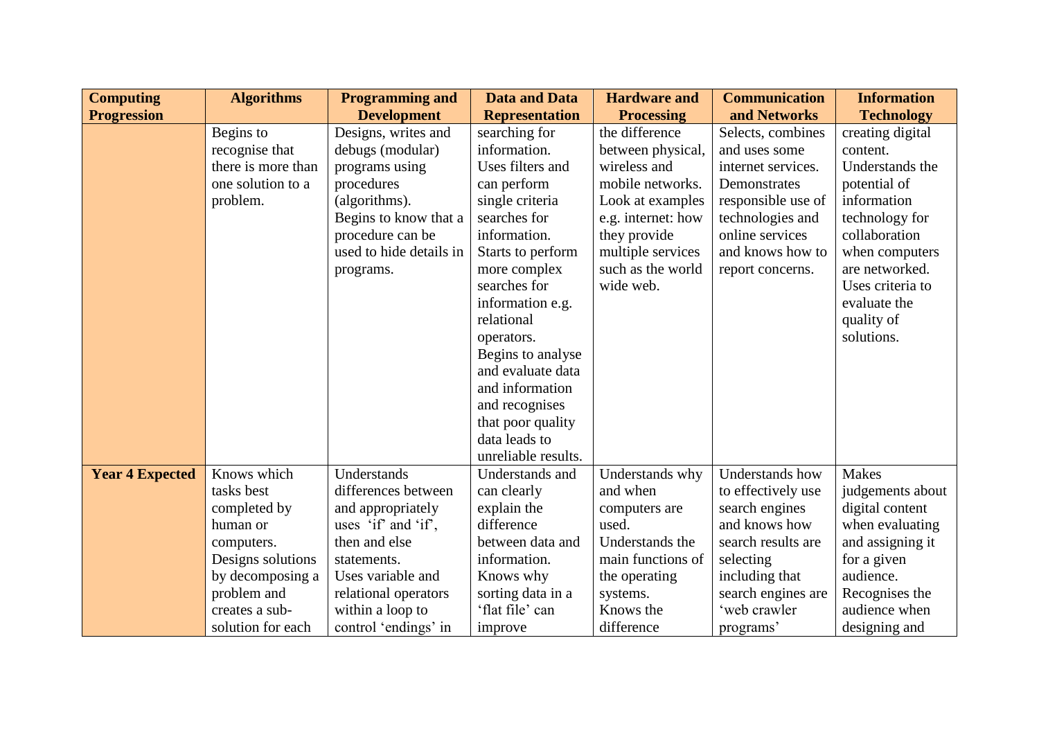| Computing Progression | Algorithms | Programming and Development | Data and Data Representation | Hardware and Processing | Communication and Networks | Information Technology |
|---|---|---|---|---|---|---|
| | Begins to recognise that there is more than one solution to a problem. | Designs, writes and debugs (modular) programs using procedures (algorithms). Begins to know that a procedure can be used to hide details in programs. | searching for information. Uses filters and can perform single criteria searches for information. Starts to perform more complex searches for information e.g. relational operators. Begins to analyse and evaluate data and information and recognises that poor quality data leads to unreliable results. | the difference between physical, wireless and mobile networks. Look at examples e.g. internet: how they provide multiple services such as the world wide web. | Selects, combines and uses some internet services. Demonstrates responsible use of technologies and online services and knows how to report concerns. | creating digital content. Understands the potential of information technology for collaboration when computers are networked. Uses criteria to evaluate the quality of solutions. |
| **Year 4 Expected** | Knows which tasks best completed by human or computers. Designs solutions by decomposing a problem and creates a sub-solution for each | Understands differences between and appropriately uses 'if' and 'if', then and else statements. Uses variable and relational operators within a loop to control 'endings' in | Understands and can clearly explain the difference between data and information. Knows why sorting data in a 'flat file' can improve | Understands why and when computers are used. Understands the main functions of the operating systems. Knows the difference | Understands how to effectively use search engines and knows how search results are selecting including that search engines are 'web crawler programs' | Makes judgements about digital content when evaluating and assigning it for a given audience. Recognises the audience when designing and |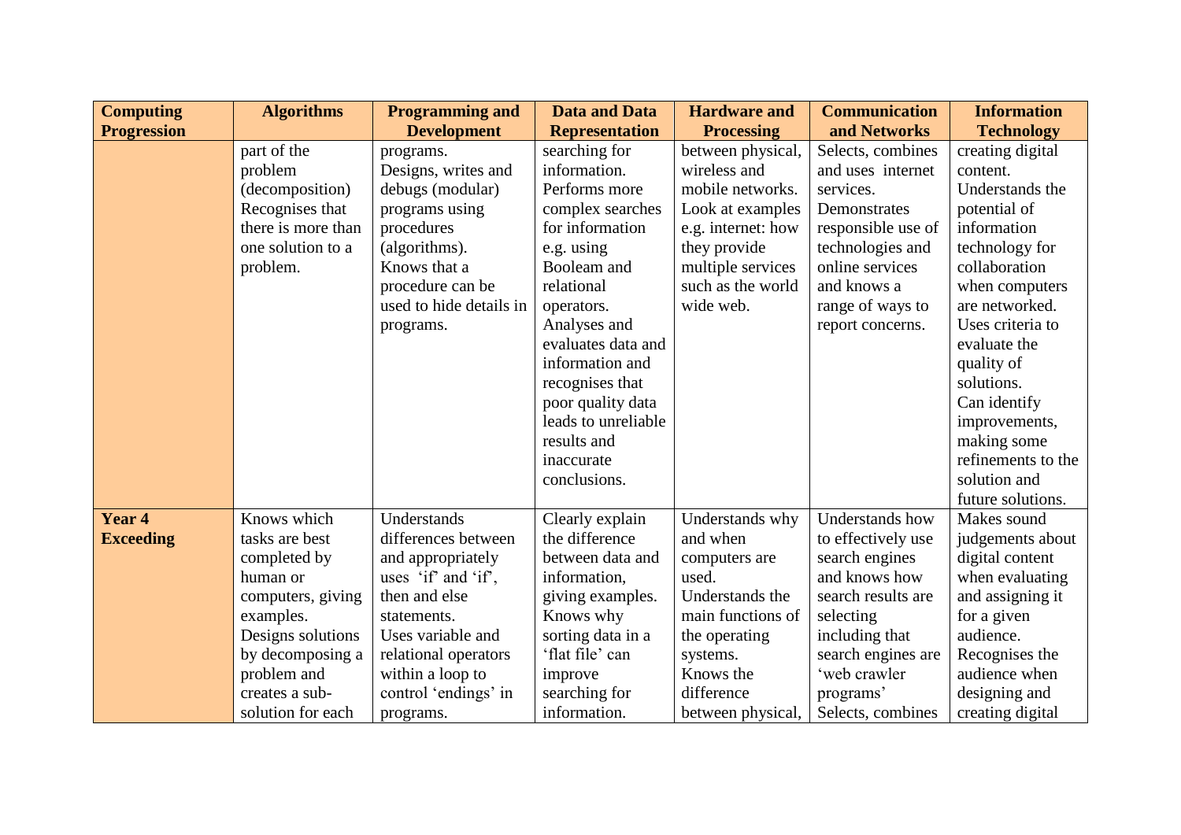| Computing Progression | Algorithms | Programming and Development | Data and Data Representation | Hardware and Processing | Communication and Networks | Information Technology |
|---|---|---|---|---|---|---|
| | part of the problem (decomposition) Recognises that there is more than one solution to a problem. | programs. Designs, writes and debugs (modular) programs using procedures (algorithms). Knows that a procedure can be used to hide details in programs. | searching for information. Performs more complex searches for information e.g. using Booleam and relational operators. Analyses and evaluates data and information and recognises that poor quality data leads to unreliable results and inaccurate conclusions. | between physical, wireless and mobile networks. Look at examples e.g. internet: how they provide multiple services such as the world wide web. | Selects, combines and uses internet services. Demonstrates responsible use of technologies and online services and knows a range of ways to report concerns. | creating digital content. Understands the potential of information technology for collaboration when computers are networked. Uses criteria to evaluate the quality of solutions. Can identify improvements, making some refinements to the solution and future solutions. |
| **Year 4 Exceeding** | Knows which tasks are best completed by human or computers, giving examples. Designs solutions by decomposing a problem and creates a sub-solution for each | Understands differences between and appropriately uses 'if' and 'if', then and else statements. Uses variable and relational operators within a loop to control 'endings' in programs. | Clearly explain the difference between data and information, giving examples. Knows why sorting data in a 'flat file' can improve searching for information. | Understands why and when computers are used. Understands the main functions of the operating systems. Knows the difference between physical, | Understands how to effectively use search engines and knows how search results are selecting including that search engines are 'web crawler programs' Selects, combines | Makes sound judgements about digital content when evaluating and assigning it for a given audience. Recognises the audience when designing and creating digital |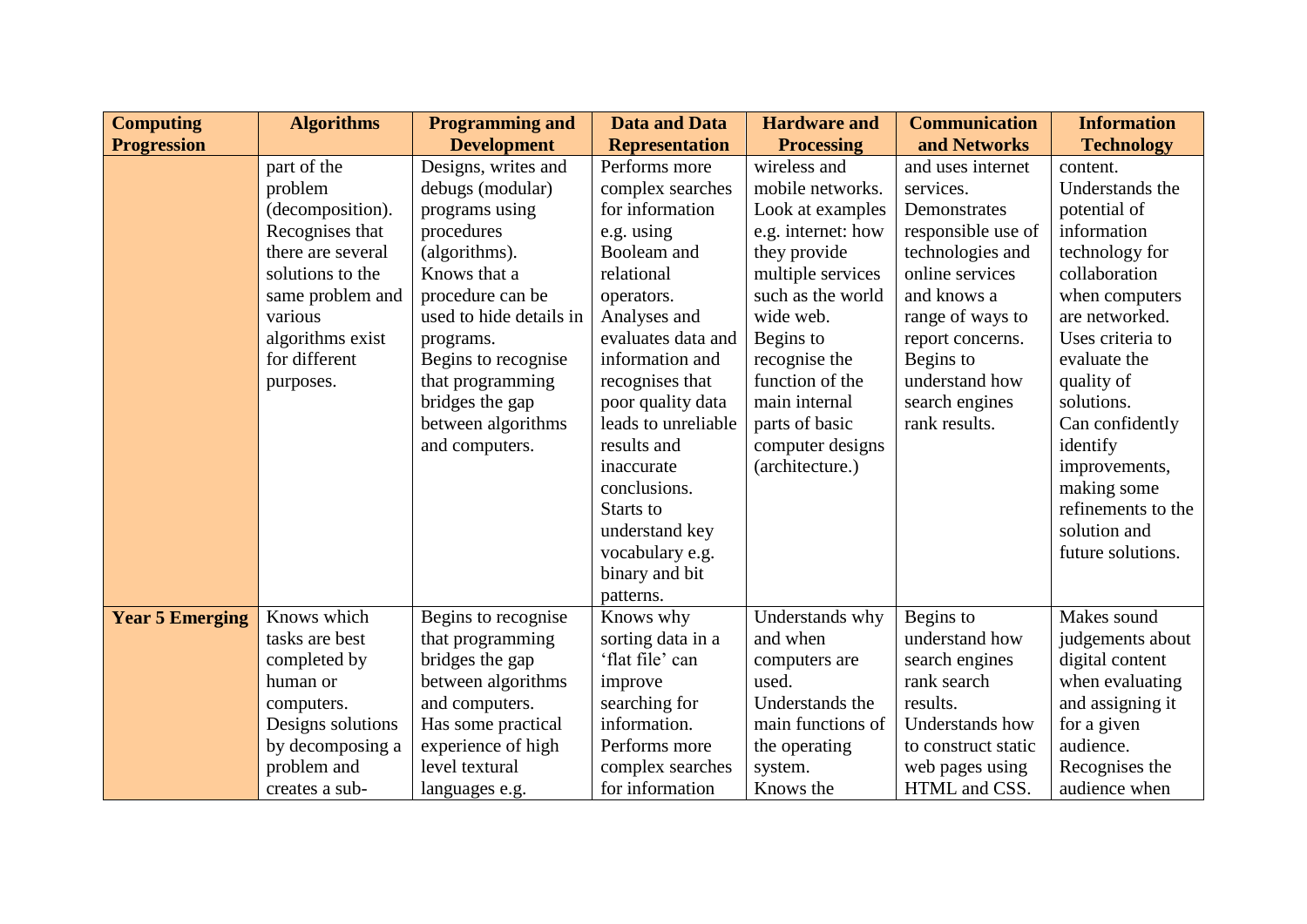| Computing Progression | Algorithms | Programming and Development | Data and Data Representation | Hardware and Processing | Communication and Networks | Information Technology |
|---|---|---|---|---|---|---|
| | part of the problem (decomposition). Recognises that there are several solutions to the same problem and various algorithms exist for different purposes. | Designs, writes and debugs (modular) programs using procedures (algorithms). Knows that a procedure can be used to hide details in programs. Begins to recognise that programming bridges the gap between algorithms and computers. | Performs more complex searches for information e.g. using Booleam and relational operators. Analyses and evaluates data and information and recognises that poor quality data leads to unreliable results and inaccurate conclusions. Starts to understand key vocabulary e.g. binary and bit patterns. | wireless and mobile networks. Look at examples e.g. internet: how they provide multiple services such as the world wide web. Begins to recognise the function of the main internal parts of basic computer designs (architecture.) | and uses internet services. Demonstrates responsible use of technologies and online services and knows a range of ways to report concerns. Begins to understand how search engines rank results. | content. Understands the potential of information technology for collaboration when computers are networked. Uses criteria to evaluate the quality of solutions. Can confidently identify improvements, making some refinements to the solution and future solutions. |
| **Year 5 Emerging** | Knows which tasks are best completed by human or computers. Designs solutions by decomposing a problem and creates a sub- | Begins to recognise that programming bridges the gap between algorithms and computers. Has some practical experience of high level textural languages e.g. | Knows why sorting data in a 'flat file' can improve searching for information. Performs more complex searches for information | Understands why and when computers are used. Understands the main functions of the operating system. Knows the | Begins to understand how search engines rank search results. Understands how to construct static web pages using HTML and CSS. | Makes sound judgements about digital content when evaluating and assigning it for a given audience. Recognises the audience when |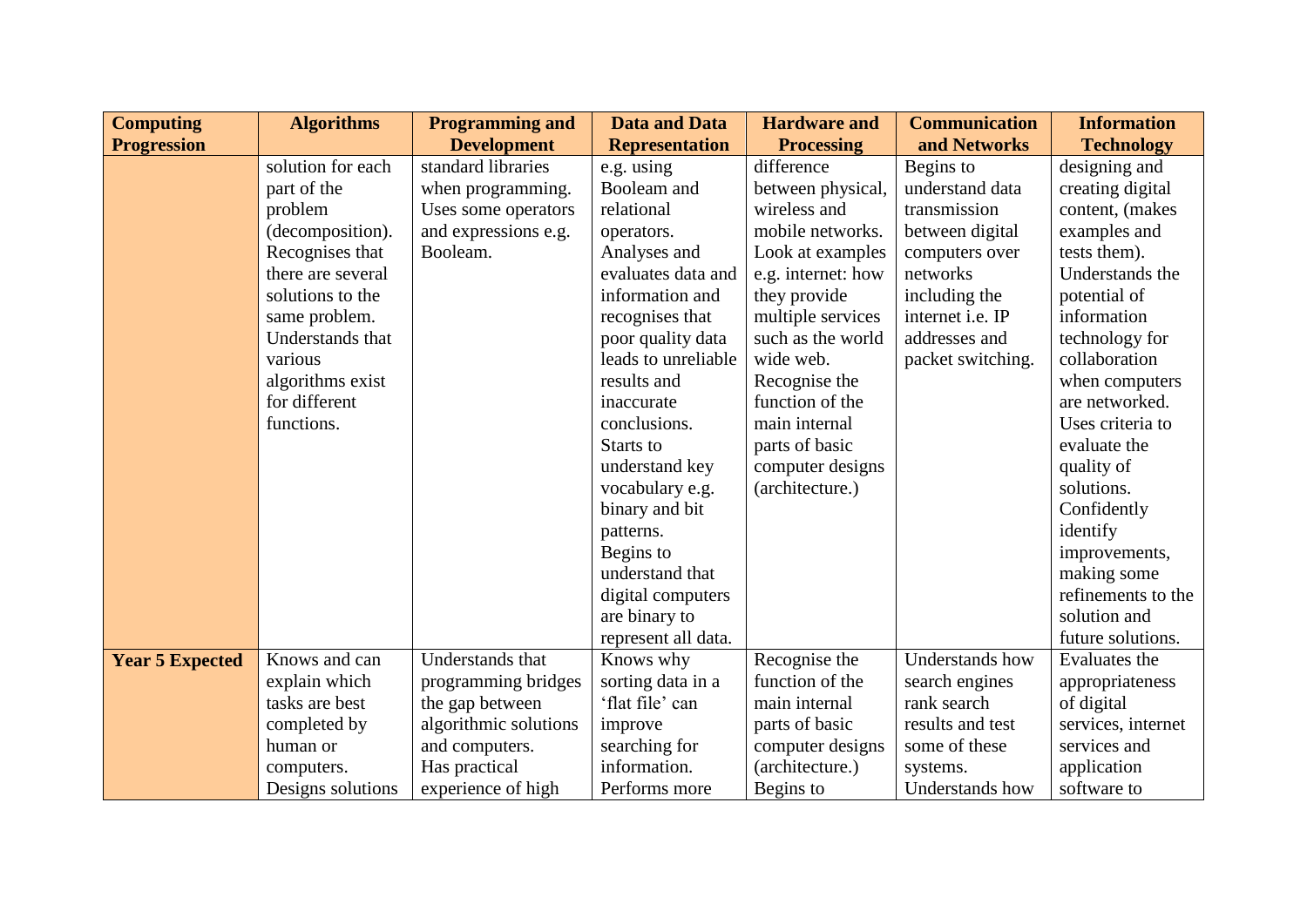| Computing Progression | Algorithms | Programming and Development | Data and Data Representation | Hardware and Processing | Communication and Networks | Information Technology |
|---|---|---|---|---|---|---|
| | solution for each part of the problem (decomposition). Recognises that there are several solutions to the same problem. Understands that various algorithms exist for different functions. | standard libraries when programming. Uses some operators and expressions e.g. Booleam. | e.g. using Booleam and relational operators. Analyses and evaluates data and information and recognises that poor quality data leads to unreliable results and inaccurate conclusions. Starts to understand key vocabulary e.g. binary and bit patterns. Begins to understand that digital computers are binary to represent all data. | difference between physical, wireless and mobile networks. Look at examples e.g. internet: how they provide multiple services such as the world wide web. Recognise the function of the main internal parts of basic computer designs (architecture.) | Begins to understand data transmission between digital computers over networks including the internet i.e. IP addresses and packet switching. | designing and creating digital content, (makes examples and tests them). Understands the potential of information technology for collaboration when computers are networked. Uses criteria to evaluate the quality of solutions. Confidently identify improvements, making some refinements to the solution and future solutions. |
| **Year 5 Expected** | Knows and can explain which tasks are best completed by human or computers. Designs solutions | Understands that programming bridges the gap between algorithmic solutions and computers. Has practical experience of high | Knows why sorting data in a 'flat file' can improve searching for information. Performs more | Recognise the function of the main internal parts of basic computer designs (architecture.) Begins to | Understands how search engines rank search results and test some of these systems. Understands how | Evaluates the appropriateness of digital services, internet services and application software to |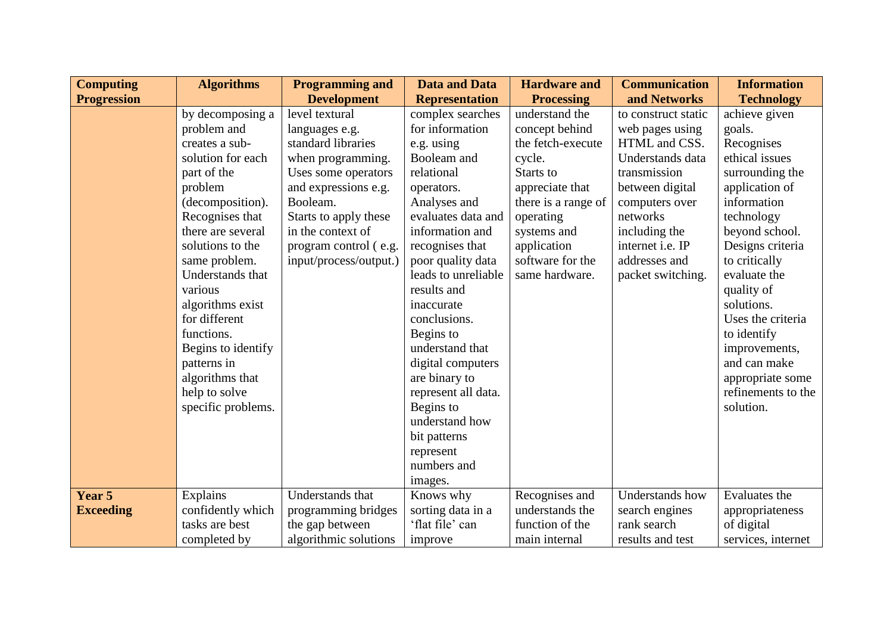| Computing Progression | Algorithms | Programming and Development | Data and Data Representation | Hardware and Processing | Communication and Networks | Information Technology |
|---|---|---|---|---|---|---|
| | by decomposing a problem and creates a sub-solution for each part of the problem (decomposition). Recognises that there are several solutions to the same problem. Understands that various algorithms exist for different functions. Begins to identify patterns in algorithms that help to solve specific problems. | level textural languages e.g. standard libraries when programming. Uses some operators and expressions e.g. Booleam. Starts to apply these in the context of program control ( e.g. input/process/output.) | complex searches for information e.g. using Booleam and relational operators. Analyses and evaluates data and information and recognises that poor quality data leads to unreliable results and inaccurate conclusions. Begins to understand that digital computers are binary to represent all data. Begins to understand how bit patterns represent numbers and images. | understand the concept behind the fetch-execute cycle. Starts to appreciate that there is a range of operating systems and application software for the same hardware. | to construct static web pages using HTML and CSS. Understands data transmission between digital computers over networks including the internet i.e. IP addresses and packet switching. | achieve given goals. Recognises ethical issues surrounding the application of information technology beyond school. Designs criteria to critically evaluate the quality of solutions. Uses the criteria to identify improvements, and can make appropriate some refinements to the solution. |
| **Year 5 Exceeding** | Explains confidently which tasks are best completed by | Understands that programming bridges the gap between algorithmic solutions | Knows why sorting data in a 'flat file' can improve | Recognises and understands the function of the main internal | Understands how search engines rank search results and test | Evaluates the appropriateness of digital services, internet |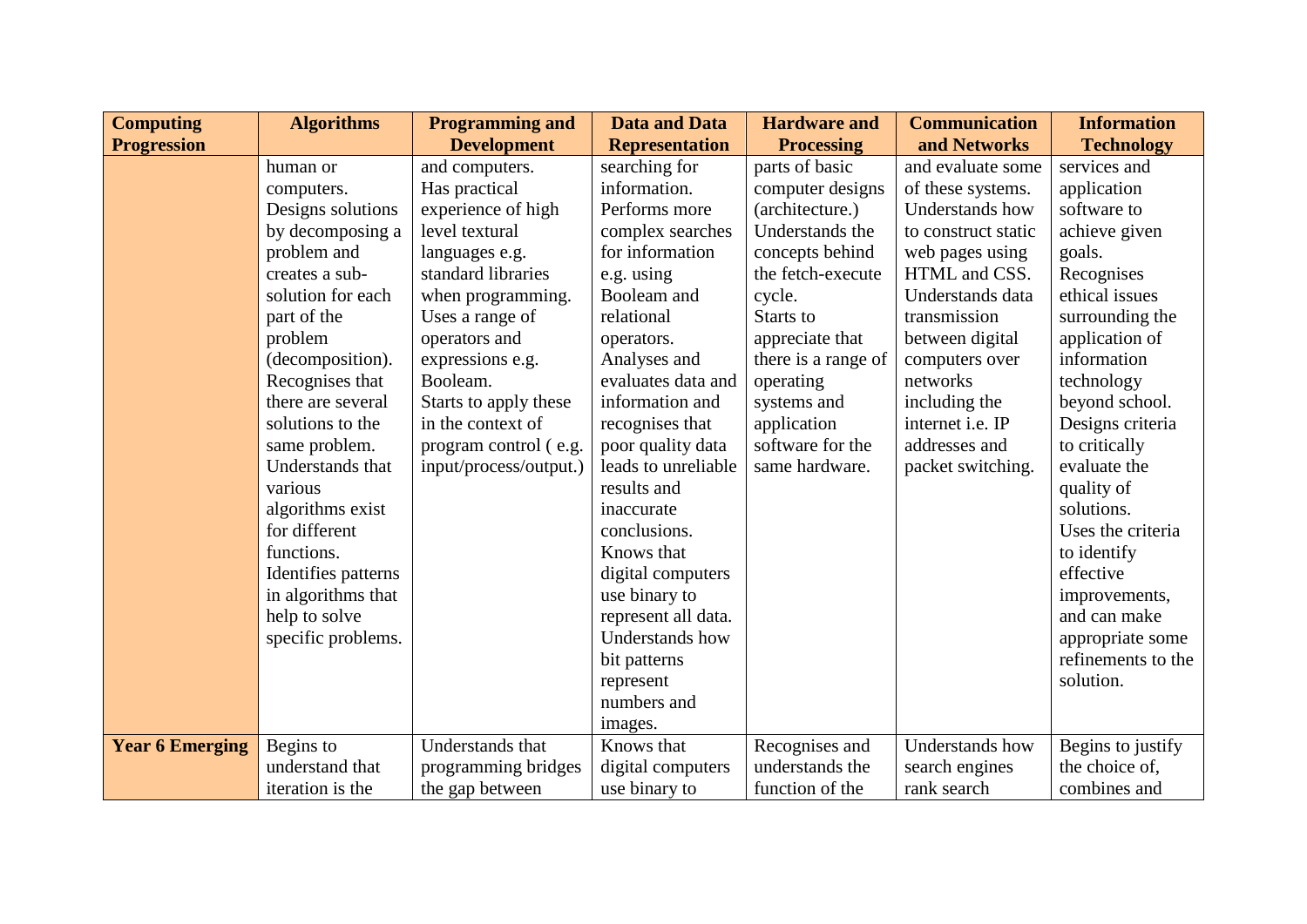| Computing Progression | Algorithms | Programming and Development | Data and Data Representation | Hardware and Processing | Communication and Networks | Information Technology |
|---|---|---|---|---|---|---|
| | human or computers. Designs solutions by decomposing a problem and creates a sub-solution for each part of the problem (decomposition). Recognises that there are several solutions to the same problem. Understands that various algorithms exist for different functions. Identifies patterns in algorithms that help to solve specific problems. | and computers. Has practical experience of high level textural languages e.g. standard libraries when programming. Uses a range of operators and expressions e.g. Booleam. Starts to apply these in the context of program control ( e.g. input/process/output.) | searching for information. Performs more complex searches for information e.g. using Booleam and relational operators. Analyses and evaluates data and information and recognises that poor quality data leads to unreliable results and inaccurate conclusions. Knows that digital computers use binary to represent all data. Understands how bit patterns represent numbers and images. | parts of basic computer designs (architecture.) Understands the concepts behind the fetch-execute cycle. Starts to appreciate that there is a range of operating systems and application software for the same hardware. | and evaluate some of these systems. Understands how to construct static web pages using HTML and CSS. Understands data transmission between digital computers over networks including the internet i.e. IP addresses and packet switching. | services and application software to achieve given goals. Recognises ethical issues surrounding the application of information technology beyond school. Designs criteria to critically evaluate the quality of solutions. Uses the criteria to identify effective improvements, and can make appropriate some refinements to the solution. |
| **Year 6 Emerging** | Begins to understand that iteration is the | Understands that programming bridges the gap between | Knows that digital computers use binary to | Recognises and understands the function of the | Understands how search engines rank search | Begins to justify the choice of, combines and |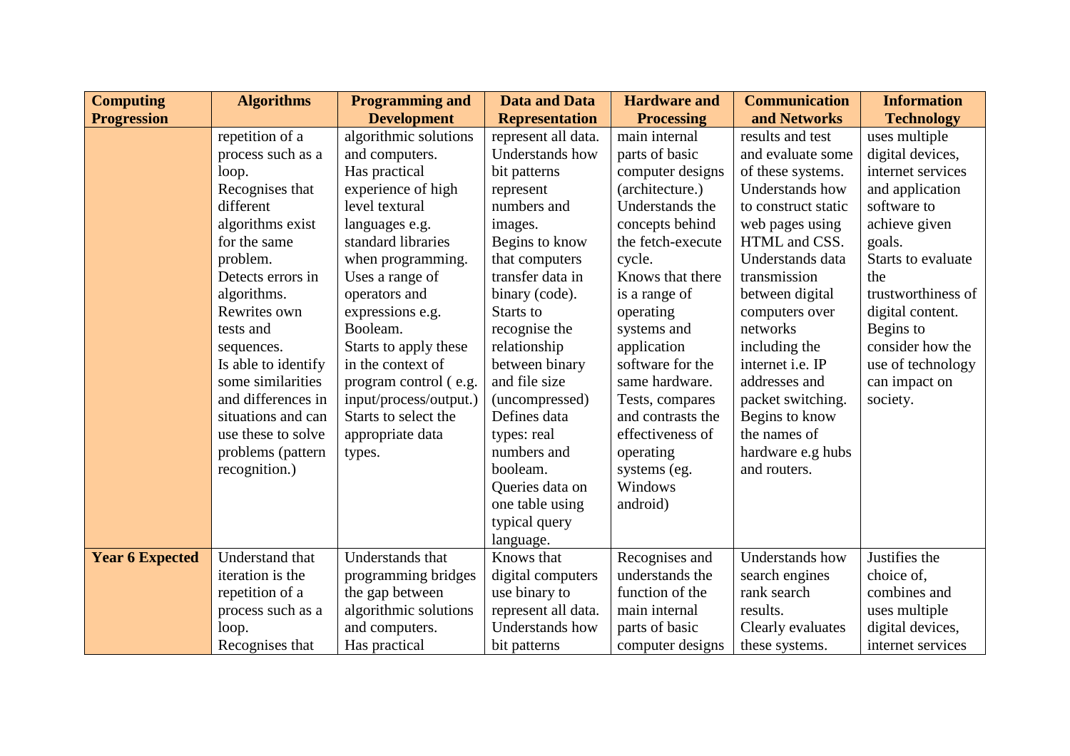| Computing Progression | Algorithms | Programming and Development | Data and Data Representation | Hardware and Processing | Communication and Networks | Information Technology |
|---|---|---|---|---|---|---|
| | repetition of a process such as a loop. Recognises that different algorithms exist for the same problem. Detects errors in algorithms. Rewrites own tests and sequences. Is able to identify some similarities and differences in situations and can use these to solve problems (pattern recognition.) | algorithmic solutions and computers. Has practical experience of high level textural languages e.g. standard libraries when programming. Uses a range of operators and expressions e.g. Booleam. Starts to apply these in the context of program control ( e.g. input/process/output.) Starts to select the appropriate data types. | represent all data. Understands how bit patterns represent numbers and images. Begins to know that computers transfer data in binary (code). Starts to recognise the relationship between binary and file size (uncompressed) Defines data types: real numbers and booleam. Queries data on one table using typical query language. | main internal parts of basic computer designs (architecture.) Understands the concepts behind the fetch-execute cycle. Knows that there is a range of operating systems and application software for the same hardware. Tests, compares and contrasts the effectiveness of operating systems (eg. Windows android) | results and test and evaluate some of these systems. Understands how to construct static web pages using HTML and CSS. Understands data transmission between digital computers over networks including the internet i.e. IP addresses and packet switching. Begins to know the names of hardware e.g hubs and routers. | uses multiple digital devices, internet services and application software to achieve given goals. Starts to evaluate the trustworthiness of digital content. Begins to consider how the use of technology can impact on society. |
| **Year 6 Expected** | Understand that iteration is the repetition of a process such as a loop. Recognises that | Understands that programming bridges the gap between algorithmic solutions and computers. Has practical | Knows that digital computers use binary to represent all data. Understands how bit patterns | Recognises and understands the function of the main internal parts of basic computer designs | Understands how search engines rank search results. Clearly evaluates these systems. | Justifies the choice of, combines and uses multiple digital devices, internet services |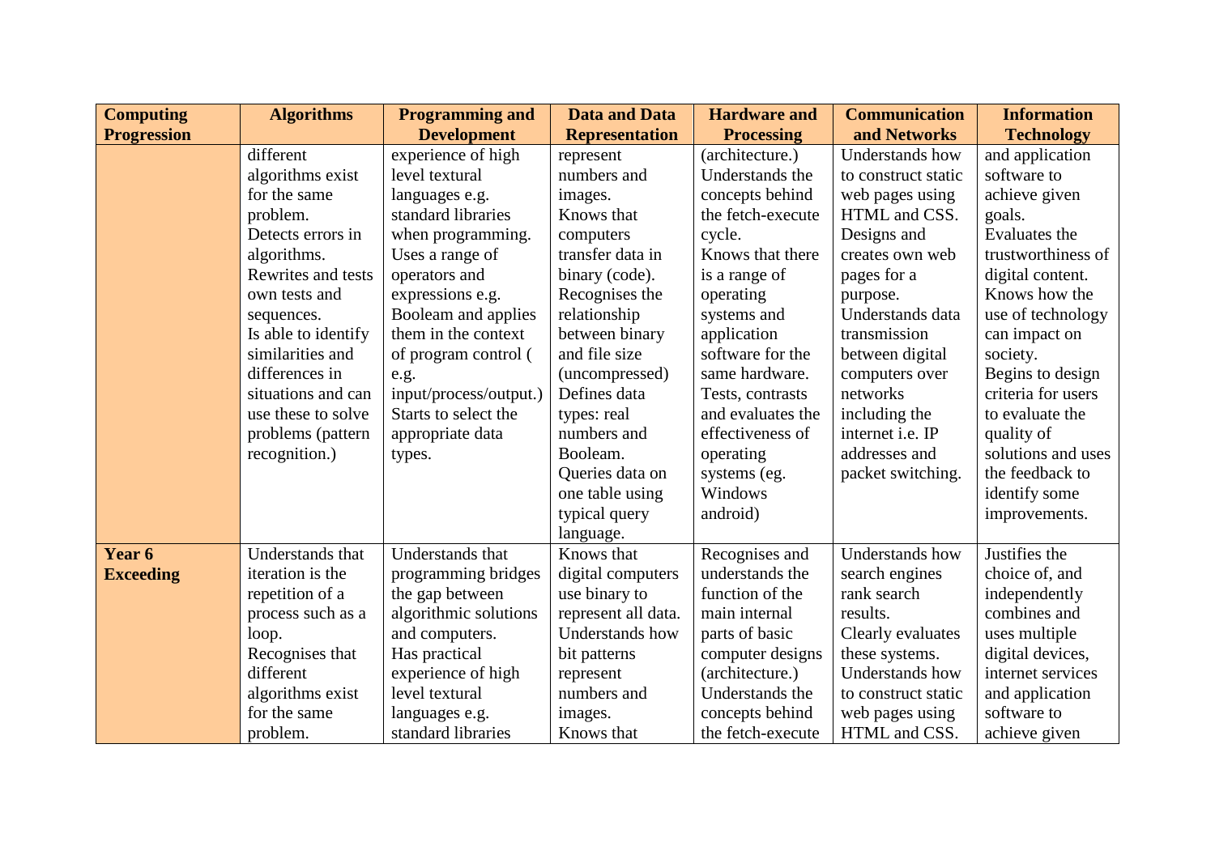| Computing Progression | Algorithms | Programming and Development | Data and Data Representation | Hardware and Processing | Communication and Networks | Information Technology |
| --- | --- | --- | --- | --- | --- | --- |
| | different algorithms exist for the same problem. Detects errors in algorithms. Rewrites and tests own tests and sequences. Is able to identify similarities and differences in situations and can use these to solve problems (pattern recognition.) | experience of high level textural languages e.g. standard libraries when programming. Uses a range of operators and expressions e.g. Booleam and applies them in the context of program control ( e.g. input/process/output.) Starts to select the appropriate data types. | represent numbers and images. Knows that computers transfer data in binary (code). Recognises the relationship between binary and file size (uncompressed) Defines data types: real numbers and Booleam. Queries data on one table using typical query language. | (architecture.) Understands the concepts behind the fetch-execute cycle. Knows that there is a range of operating systems and application software for the same hardware. Tests, contrasts and evaluates the effectiveness of operating systems (eg. Windows android) | Understands how to construct static web pages using HTML and CSS. Designs and creates own web pages for a purpose. Understands data transmission between digital computers over networks including the internet i.e. IP addresses and packet switching. | and application software to achieve given goals. Evaluates the trustworthiness of digital content. Knows how the use of technology can impact on society. Begins to design criteria for users to evaluate the quality of solutions and uses the feedback to identify some improvements. |
| **Year 6 Exceeding** | Understands that iteration is the repetition of a process such as a loop. Recognises that different algorithms exist for the same problem. | Understands that programming bridges the gap between algorithmic solutions and computers. Has practical experience of high level textural languages e.g. standard libraries | Knows that digital computers use binary to represent all data. Understands how bit patterns represent numbers and images. Knows that | Recognises and understands the function of the main internal parts of basic computer designs (architecture.) Understands the concepts behind the fetch-execute | Understands how search engines rank search results. Clearly evaluates these systems. Understands how to construct static web pages using HTML and CSS. | Justifies the choice of, and independently combines and uses multiple digital devices, internet services and application software to achieve given |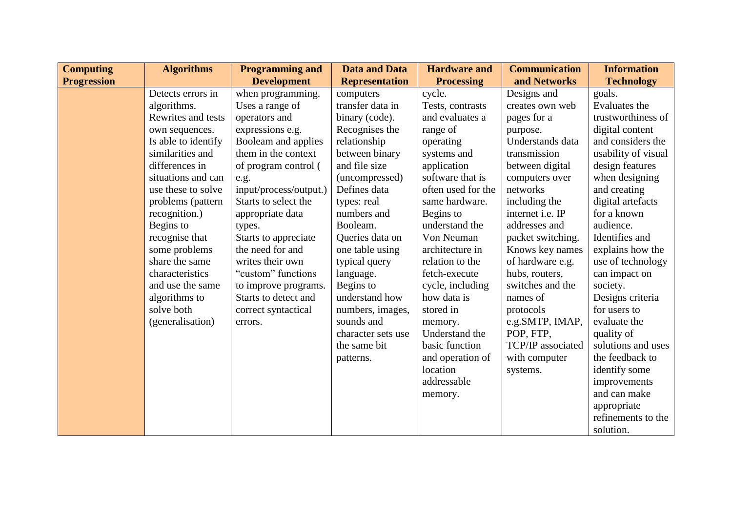| Computing Progression | Algorithms | Programming and Development | Data and Data Representation | Hardware and Processing | Communication and Networks | Information Technology |
|---|---|---|---|---|---|---|
| | Detects errors in algorithms. Rewrites and tests own sequences. Is able to identify similarities and differences in situations and can use these to solve problems (pattern recognition.) Begins to recognise that some problems share the same characteristics and use the same algorithms to solve both (generalisation) | when programming. Uses a range of operators and expressions e.g. Booleam and applies them in the context of program control ( e.g. input/process/output.) Starts to select the appropriate data types. Starts to appreciate the need for and writes their own "custom" functions to improve programs. Starts to detect and correct syntactical errors. | computers transfer data in binary (code). Recognises the relationship between binary and file size (uncompressed) Defines data types: real numbers and Booleam. Queries data on one table using typical query language. Begins to understand how numbers, images, sounds and character sets use the same bit patterns. | cycle. Tests, contrasts and evaluates a range of operating systems and application software that is often used for the same hardware. Begins to understand the Von Neuman architecture in relation to the fetch-execute cycle, including how data is stored in memory. Understand the basic function and operation of location addressable memory. | Designs and creates own web pages for a purpose. Understands data transmission between digital computers over networks including the internet i.e. IP addresses and packet switching. Knows key names of hardware e.g. hubs, routers, switches and the names of protocols e.g.SMTP, IMAP, POP, FTP, TCP/IP associated with computer systems. | goals. Evaluates the trustworthiness of digital content and considers the usability of visual design features when designing and creating digital artefacts for a known audience. Identifies and explains how the use of technology can impact on society. Designs criteria for users to evaluate the quality of solutions and uses the feedback to identify some improvements and can make appropriate refinements to the solution. |